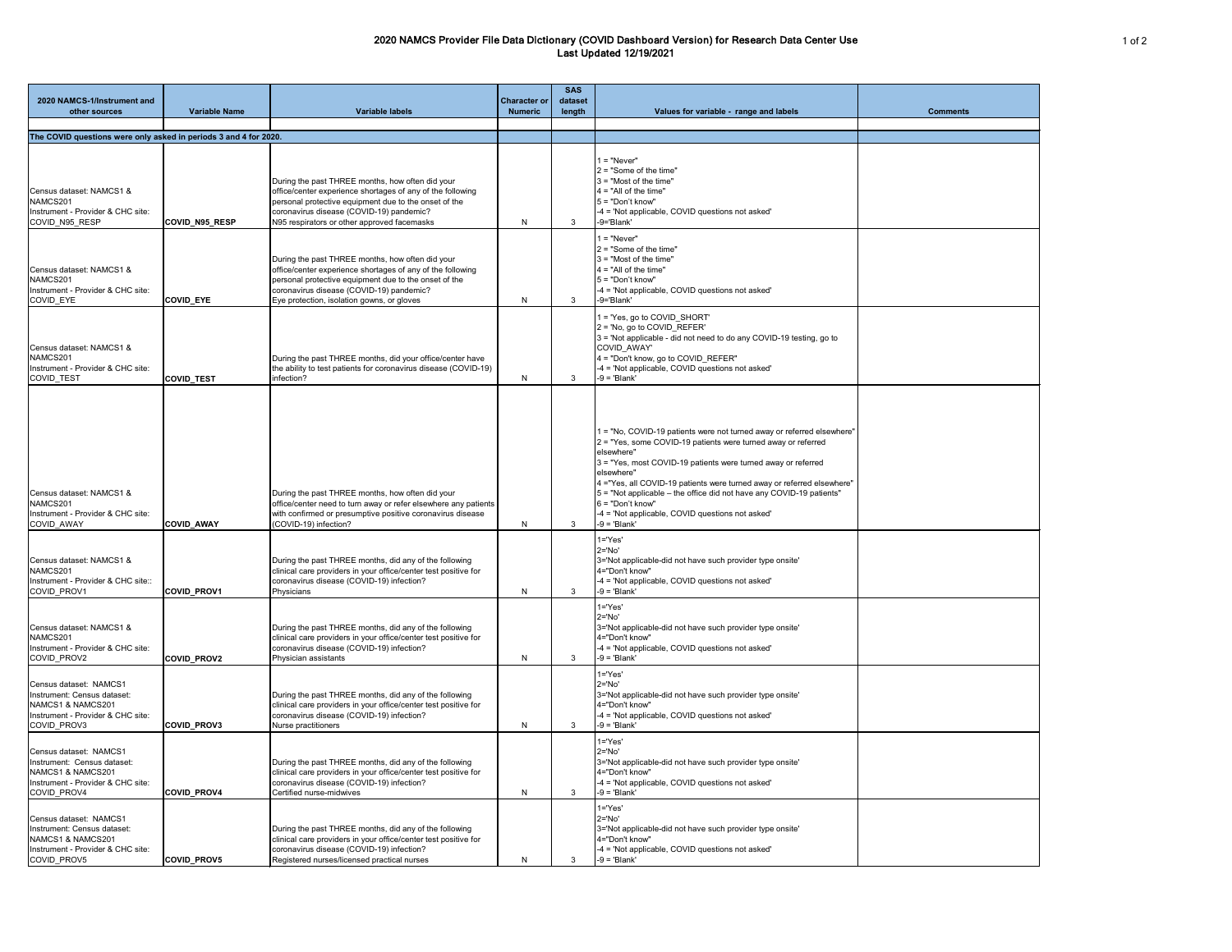# 2020 NAMCS Provider File Data Dictionary (COVID Dashboard Version) for Research Data Center Use
## Last Updated 12/19/2021

| 2020 NAMCS-1/Instrument and other sources | Variable Name | Variable labels | Character or Numeric | SAS dataset length | Values for variable - range and labels | Comments |
|---|---|---|---|---|---|---|
| | | | | | | |
| The COVID questions were only asked in periods 3 and 4 for 2020. | | | | | | |
| Census dataset: NAMCS1 & NAMCS201<br>Instrument - Provider & CHC site: COVID_N95_RESP | COVID_N95_RESP | During the past THREE months, how often did your office/center experience shortages of any of the following personal protective equipment due to the onset of the coronavirus disease (COVID-19) pandemic?<br>N95 respirators or other approved facemasks | N | 3 | 1 = "Never"<br>2 = "Some of the time"<br>3 = "Most of the time"<br>4 = "All of the time"<br>5 = "Don't know"<br>-4 = 'Not applicable, COVID questions not asked'<br>-9='Blank' | |
| Census dataset: NAMCS1 & NAMCS201<br>Instrument - Provider & CHC site: COVID_EYE | COVID_EYE | During the past THREE months, how often did your office/center experience shortages of any of the following personal protective equipment due to the onset of the coronavirus disease (COVID-19) pandemic?<br>Eye protection, isolation gowns, or gloves | N | 3 | 1 = "Never"<br>2 = "Some of the time"<br>3 = "Most of the time"<br>4 = "All of the time"<br>5 = "Don't know"<br>-4 = 'Not applicable, COVID questions not asked'<br>-9='Blank' | |
| Census dataset: NAMCS1 & NAMCS201<br>Instrument - Provider & CHC site: COVID_TEST | COVID_TEST | During the past THREE months, did your office/center have the ability to test patients for coronavirus disease (COVID-19) infection? | N | 3 | 1 = 'Yes, go to COVID_SHORT'<br>2 = 'No, go to COVID_REFER'<br>3 = 'Not applicable - did not need to do any COVID-19 testing, go to COVID_AWAY'<br>4 = "Don't know, go to COVID_REFER"<br>-4 = 'Not applicable, COVID questions not asked'<br>-9 = 'Blank' | |
| Census dataset: NAMCS1 & NAMCS201<br>Instrument - Provider & CHC site: COVID_AWAY | COVID_AWAY | During the past THREE months, how often did your office/center need to turn away or refer elsewhere any patients with confirmed or presumptive positive coronavirus disease (COVID-19) infection? | N | 3 | 1 = "No, COVID-19 patients were not turned away or referred elsewhere"<br>2 = "Yes, some COVID-19 patients were turned away or referred elsewhere"<br>3 = "Yes, most COVID-19 patients were turned away or referred elsewhere"<br>4 ="Yes, all COVID-19 patients were turned away or referred elsewhere"<br>5 = "Not applicable – the office did not have any COVID-19 patients"<br>6 = "Don't know"<br>-4 = 'Not applicable, COVID questions not asked'<br>-9 = 'Blank' | |
| Census dataset: NAMCS1 & NAMCS201<br>Instrument - Provider & CHC site:: COVID_PROV1 | COVID_PROV1 | During the past THREE months, did any of the following clinical care providers in your office/center test positive for coronavirus disease (COVID-19) infection?<br>Physicians | N | 3 | 1='Yes'<br>2='No'<br>3='Not applicable-did not have such provider type onsite'<br>4="Don't know"<br>-4 = 'Not applicable, COVID questions not asked'<br>-9 = 'Blank' | |
| Census dataset: NAMCS1 & NAMCS201<br>Instrument - Provider & CHC site: COVID_PROV2 | COVID_PROV2 | During the past THREE months, did any of the following clinical care providers in your office/center test positive for coronavirus disease (COVID-19) infection?<br>Physician assistants | N | 3 | 1='Yes'<br>2='No'<br>3='Not applicable-did not have such provider type onsite'<br>4="Don't know"<br>-4 = 'Not applicable, COVID questions not asked'<br>-9 = 'Blank' | |
| Census dataset: NAMCS1<br>Instrument: Census dataset: NAMCS1 & NAMCS201<br>Instrument - Provider & CHC site: COVID_PROV3 | COVID_PROV3 | During the past THREE months, did any of the following clinical care providers in your office/center test positive for coronavirus disease (COVID-19) infection?<br>Nurse practitioners | N | 3 | 1='Yes'<br>2='No'<br>3='Not applicable-did not have such provider type onsite'<br>4="Don't know"<br>-4 = 'Not applicable, COVID questions not asked'<br>-9 = 'Blank' | |
| Census dataset: NAMCS1<br>Instrument: Census dataset: NAMCS1 & NAMCS201<br>Instrument - Provider & CHC site: COVID_PROV4 | COVID_PROV4 | During the past THREE months, did any of the following clinical care providers in your office/center test positive for coronavirus disease (COVID-19) infection?<br>Certified nurse-midwives | N | 3 | 1='Yes'<br>2='No'<br>3='Not applicable-did not have such provider type onsite'<br>4="Don't know"<br>-4 = 'Not applicable, COVID questions not asked'<br>-9 = 'Blank' | |
| Census dataset: NAMCS1<br>Instrument: Census dataset: NAMCS1 & NAMCS201<br>Instrument - Provider & CHC site: COVID_PROV5 | COVID_PROV5 | During the past THREE months, did any of the following clinical care providers in your office/center test positive for coronavirus disease (COVID-19) infection?<br>Registered nurses/licensed practical nurses | N | 3 | 1='Yes'<br>2='No'<br>3='Not applicable-did not have such provider type onsite'<br>4="Don't know"<br>-4 = 'Not applicable, COVID questions not asked'<br>-9 = 'Blank' | |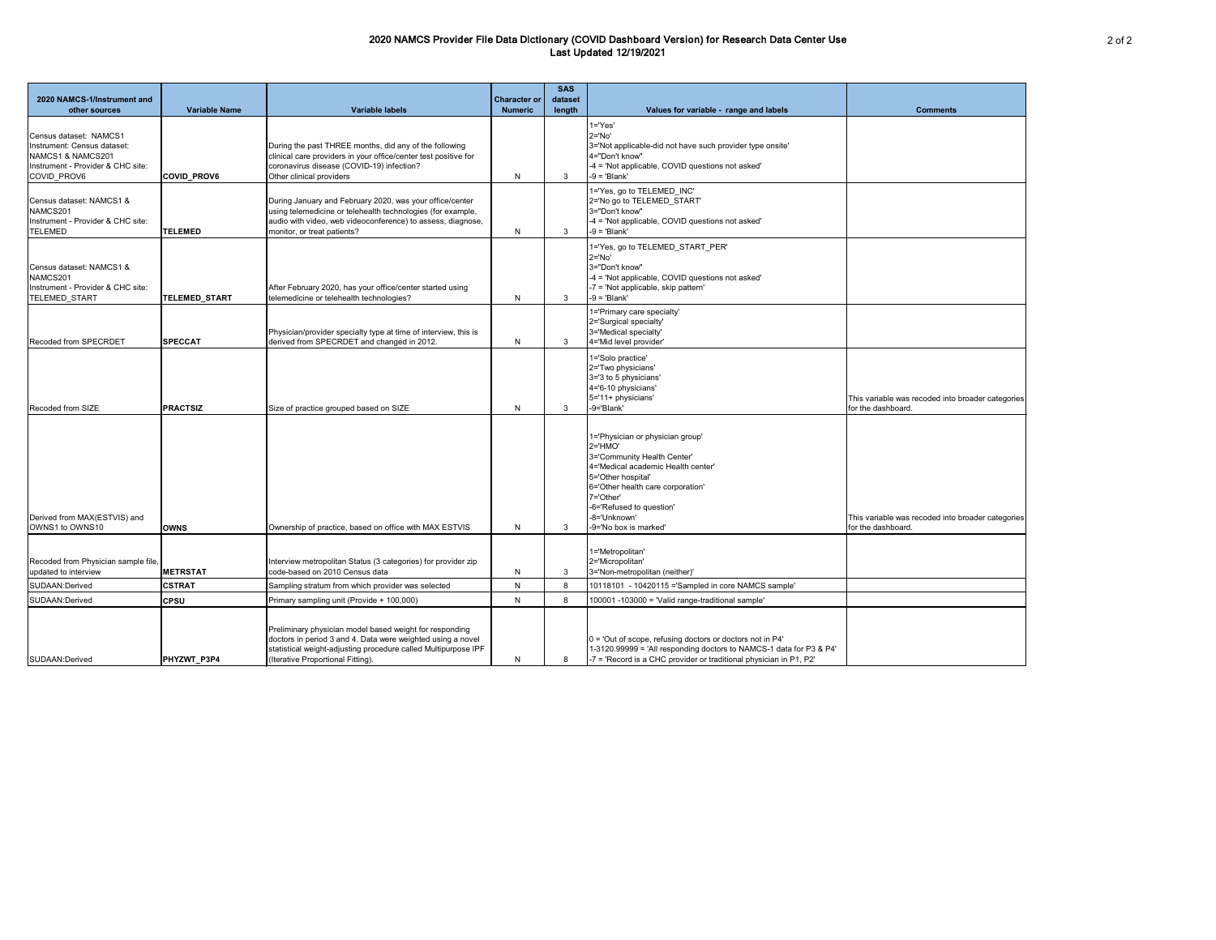# 2020 NAMCS Provider File Data Dictionary (COVID Dashboard Version) for Research Data Center Use
## Last Updated 12/19/2021

| 2020 NAMCS-1/Instrument and other sources | Variable Name | Variable labels | Character or Numeric | SAS dataset length | Values for variable - range and labels | Comments |
|---|---|---|---|---|---|---|
| Census dataset: NAMCS1<br>Instrument: Census dataset: NAMCS1 & NAMCS201<br>Instrument - Provider & CHC site: COVID_PROV6 | **COVID_PROV6** | During the past THREE months, did any of the following clinical care providers in your office/center test positive for coronavirus disease (COVID-19) infection?<br>Other clinical providers | N | 3 | 1='Yes'<br>2='No'<br>3='Not applicable-did not have such provider type onsite'<br>4="Don't know"<br>-4 = 'Not applicable, COVID questions not asked'<br>-9 = 'Blank' | |
| Census dataset: NAMCS1 & NAMCS201<br>Instrument - Provider & CHC site: TELEMED | **TELEMED** | During January and February 2020, was your office/center using telemedicine or telehealth technologies (for example, audio with video, web videoconference) to assess, diagnose, monitor, or treat patients? | N | 3 | 1='Yes, go to TELEMED_INC'<br>2='No go to TELEMED_START'<br>3="Don't know"<br>-4 = 'Not applicable, COVID questions not asked'<br>-9 = 'Blank' | |
| Census dataset: NAMCS1 & NAMCS201<br>Instrument - Provider & CHC site: TELEMED_START | **TELEMED_START** | After February 2020, has your office/center started using telemedicine or telehealth technologies? | N | 3 | 1='Yes, go to TELEMED_START_PER'<br>2='No'<br>3="Don't know"<br>-4 = 'Not applicable, COVID questions not asked'<br>-7 = 'Not applicable, skip pattern'<br>-9 = 'Blank' | |
| Recoded from SPECRDET | **SPECCAT** | Physician/provider specialty type at time of interview, this is derived from SPECRDET and changed in 2012. | N | 3 | 1='Primary care specialty'<br>2='Surgical specialty'<br>3='Medical specialty'<br>4='Mid level provider' | |
| Recoded from SIZE | **PRACTSIZ** | Size of practice grouped based on SIZE | N | 3 | 1='Solo practice'<br>2='Two physicians'<br>3='3 to 5 physicians'<br>4='6-10 physicians'<br>5='11+ physicians'<br>-9='Blank' | This variable was recoded into broader categories for the dashboard. |
| Derived from MAX(ESTVIS) and OWNS1 to OWNS10 | **OWNS** | Ownership of practice, based on office with MAX ESTVIS | N | 3 | 1='Physician or physician group'<br>2='HMO'<br>3='Community Health Center'<br>4='Medical academic Health center'<br>5='Other hospital'<br>6='Other health care corporation'<br>7='Other'<br>-6='Refused to question'<br>-8='Unknown'<br>-9='No box is marked' | This variable was recoded into broader categories for the dashboard. |
| Recoded from Physician sample file, updated to interview | **METRSTAT** | Interview metropolitan Status (3 categories) for provider zip code-based on 2010 Census data | N | 3 | 1='Metropolitan'<br>2='Micropolitan'<br>3='Non-metropolitan (neither)' | |
| SUDAAN:Derived | **CSTRAT** | Sampling stratum from which provider was selected | N | 8 | 10118101 - 10420115 ='Sampled in core NAMCS sample' | |
| SUDAAN:Derived | **CPSU** | Primary sampling unit (Provide + 100,000) | N | 8 | 100001 -103000 = 'Valid range-traditional sample' | |
| SUDAAN:Derived | **PHYZWT_P3P4** | Preliminary physician model based weight for responding doctors in period 3 and 4. Data were weighted using a novel statistical weight-adjusting procedure called Multipurpose IPF (Iterative Proportional Fitting). | N | 8 | 0 = 'Out of scope, refusing doctors or doctors not in P4'<br>1-3120.99999 = 'All responding doctors to NAMCS-1 data for P3 & P4'<br>-7 = 'Record is a CHC provider or traditional physician in P1, P2' | |